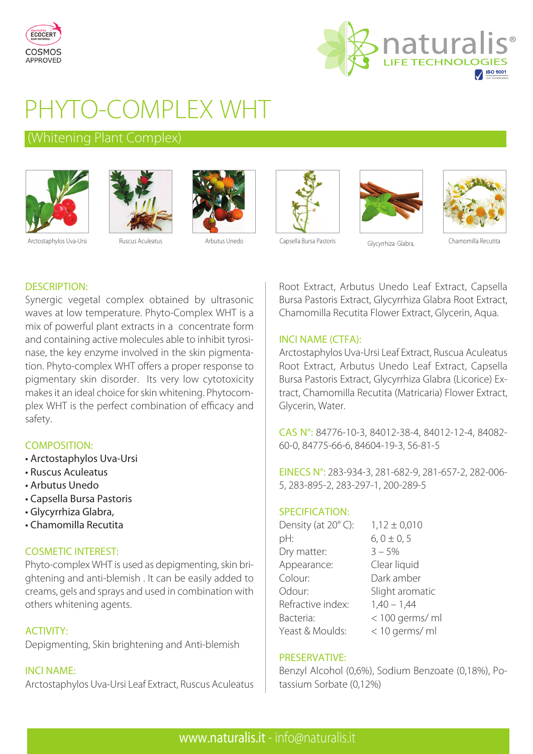COSMOS APPROVED

naturalis® LIFE TECHNOLOGIES

# PHYTO-COMPLEX WHT

## (Whitening Plant Complex)

Arctostaphylos Uva-Ursi | Ruscus Aculeatus | Arbutus Unedo | Capsella Bursa Pastoris | Glycyrrhiza Glabra, | Chamomilla Recutita

### DESCRIPTION:

Synergic vegetal complex obtained by ultrasonic waves at low temperature. Phyto-Complex WHT is a mix of powerful plant extracts in a concentrate form and containing active molecules able to inhibit tyrosinase, the key enzyme involved in the skin pigmentation. Phyto-complex WHT offers a proper response to pigmentary skin disorder. Its very low cytotoxicity makes it an ideal choice for skin whitening. Phytocomplex WHT is the perfect combination of efficacy and safety.

### COMPOSITION:

- Arctostaphylos Uva-Ursi
- Ruscus Aculeatus
- Arbutus Unedo
- Capsella Bursa Pastoris
- Glycyrrhia Glabra,
- Chamomilla Recutita

### COSMETIC INTEREST:

Phyto-complex WHT is used as depigmenting, skin brightening and anti-blemish . It can be easily added to creams, gels and sprays and used in combination with others whitening agents.

### ACTIVITY:

Depigmenting, Skin brightening and Anti-blemish

### INCI NAME:

Arctostaphylos Uva-Ursi Leaf Extract, Ruscus Aculeatus Root Extract, Arbutus Unedo Leaf Extract, Capsella Bursa Pastoris Extract, Glycyrrhiza Glabra Root Extract, Chamomilla Recutita Flower Extract, Glycerin, Aqua.

### INCI NAME (CTFA):

Arctostaphylos Uva-Ursi Leaf Extract, Ruscua Aculeatus Root Extract, Arbutus Unedo Leaf Extract, Capsella Bursa Pastoris Extract, Glycyrrhiza Glabra (Licorice) Extract, Chamomilla Recutita (Matricaria) Flower Extract, Glycerin, Water.

**CAS N°:** 84776-10-3, 84012-38-4, 84012-12-4, 84082-60-0, 84775-66-6, 84604-19-3, 56-81-5

**EINECS N°:** 283-934-3, 281-682-9, 281-657-2, 282-006-5, 283-895-2, 283-297-1, 200-289-5

### SPECIFICATION:

| | |
|---|---|
| Density (at 20° C): | 1,12 ± 0,010 |
| pH: | 6, 0 ± 0, 5 |
| Dry matter: | 3 – 5% |
| Appearance: | Clear liquid |
| Colour: | Dark amber |
| Odour: | Slight aromatic |
| Refractive index: | 1,40 – 1,44 |
| Bacteria: | < 100 germs/ ml |
| Yeast & Moulds: | < 10 germs/ ml |

### PRESERVATIVE:

Benzyl Alcohol (0,6%), Sodium Benzoate (0,18%), Potassium Sorbate (0,12%)

www.naturalis.it - info@naturalis.it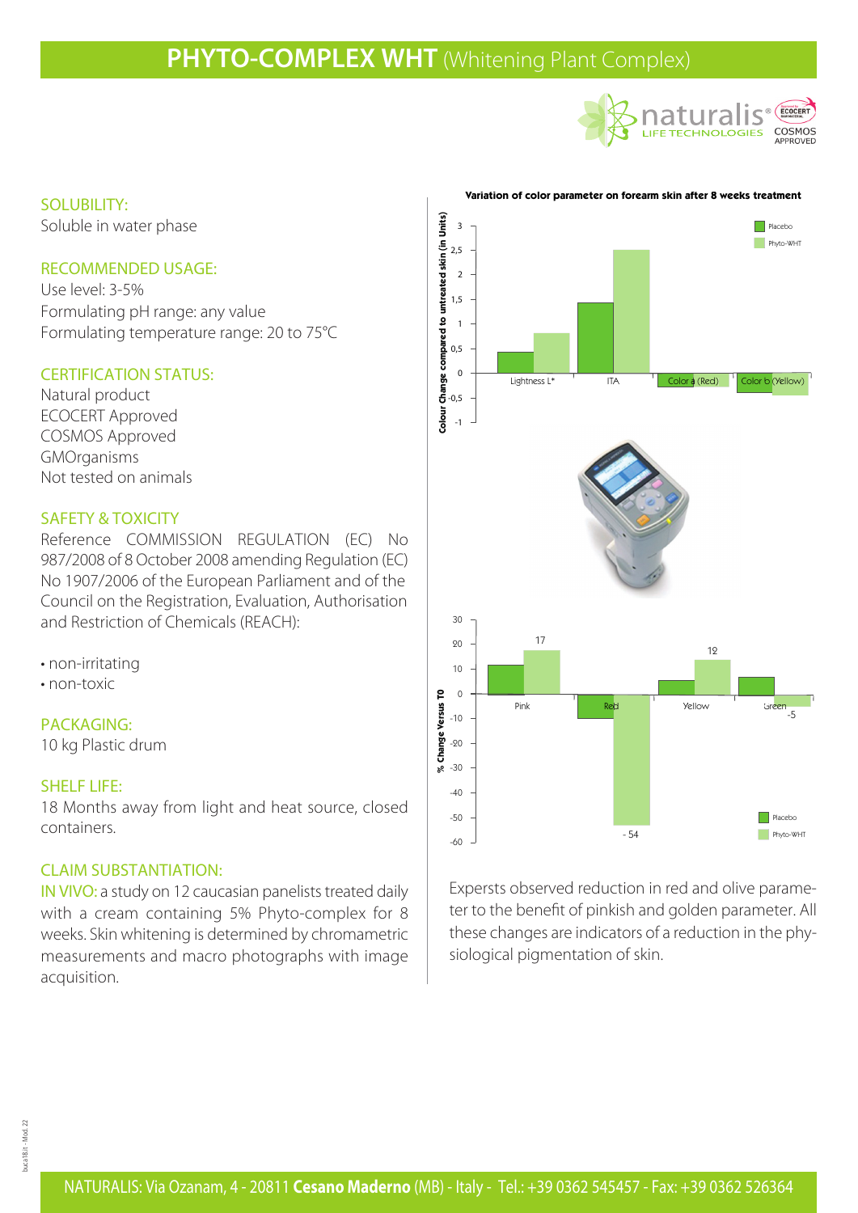# PHYTO-COMPLEX WHT (Whitening Plant Complex)

## SOLUBILITY:
Soluble in water phase

## RECOMMENDED USAGE:
Use level: 3-5%
Formulating pH range: any value
Formulating temperature range: 20 to 75°C

## CERTIFICATION STATUS:
Natural product
ECOCERT Approved
COSMOS Approved
GMOrganisms
Not tested on animals

## SAFETY & TOXICITY
Reference COMMISSION REGULATION (EC) No 987/2008 of 8 October 2008 amending Regulation (EC) No 1907/2006 of the European Parliament and of the Council on the Registration, Evaluation, Authorisation and Restriction of Chemicals (REACH):

- non-irritating
- non-toxic

## PACKAGING:
10 kg Plastic drum

## SHELF LIFE:
18 Months away from light and heat source, closed containers.

## CLAIM SUBSTANTIATION:
IN VIVO: a study on 12 caucasian panelists treated daily with a cream containing 5% Phyto-complex for 8 weeks. Skin whitening is determined by chromametric measurements and macro photographs with image acquisition.

**Variation of color parameter on forearm skin after 8 weeks treatment**

Colour Change compared to untreated skin (in Units)

3
2,5
2
1,5
1
0,5
0
-0,5
-1

Lightness L*
ITA
Color a (Red)
Color b (Yellow)

Placebo
Phyto-WHT

% Change Versus T0

30
20
10
0
-10
-20
-30
-40
-50
-60

17
12
-5
- 54

Pink
Red
Yellow
Green

Placebo
Phyto-WHT

Experts observed reduction in red and olive parameter to the benefit of pinkish and golden parameter. All these changes are indicators of a reduction in the physiological pigmentation of skin.

NATURALIS: Via Ozanam, 4 - 20811 **Cesano Maderno** (MB) - Italy - Tel.: +39 0362 545457 - Fax: +39 0362 526364